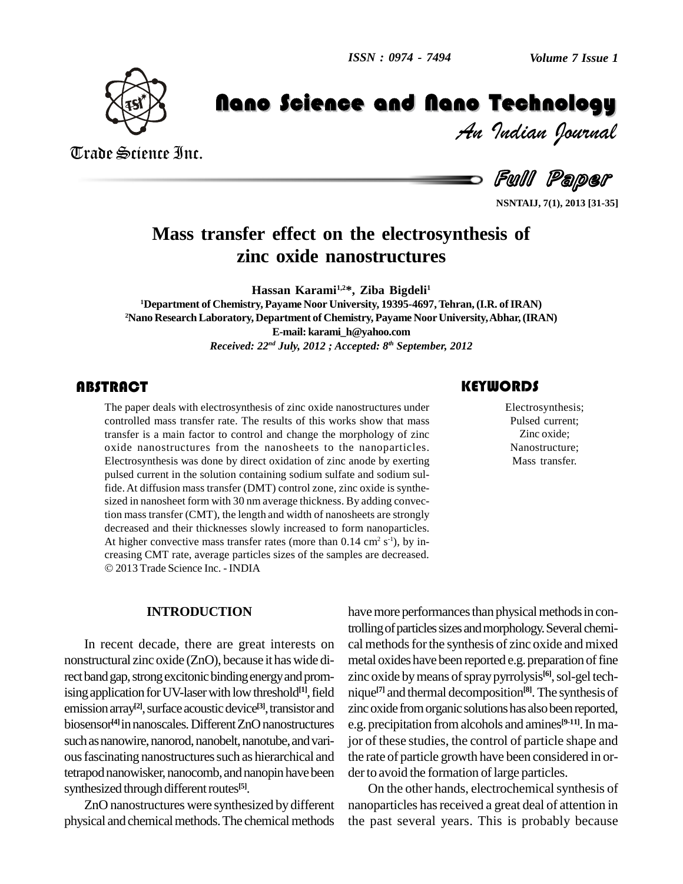# Mass transfer effect on the electrosynthesis of zinc oxide nanostructures

**Hassan Karami[1,2]*, Ziba Bigdeli[1]**

[1]Department of Chemistry, Payame Noor University, 19395-4697, Tehran, (I.R. of IRAN)
[2]Nano Research Laboratory, Department of Chemistry, Payame Noor University, Abhar, (IRAN)
E-mail: karami_h@yahoo.com

*Received: 22nd July, 2012 ; Accepted: 8th September, 2012*

## ABSTRACT

The paper deals with electrosynthesis of zinc oxide nanostructures under controlled mass transfer rate. The results of this works show that mass transfer is a main factor to control and change the morphology of zinc oxide nanostructures from the nanosheets to the nanoparticles. Electrosynthesis was done by direct oxidation of zinc anode by exerting pulsed current in the solution containing sodium sulfate and sodium sulfide. At diffusion mass transfer (DMT) control zone, zinc oxide is synthesized in nanosheet form with 30 nm average thickness. By adding convection mass transfer (CMT), the length and width of nanosheets are strongly decreased and their thicknesses slowly increased to form nanoparticles. At higher convective mass transfer rates (more than 0.14 $cm^2$ $s^{-1}$), by increasing CMT rate, average particles sizes of the samples are decreased.
© 2013 Trade Science Inc. - INDIA

## KEYWORDS

Electrosynthesis;
Pulsed current;
Zinc oxide;
Nanostructure;
Mass transfer.

## INTRODUCTION

In recent decade, there are great interests on nonstructural zinc oxide (ZnO), because it has wide direct band gap, strong excitonic binding energy and promising application for UV-laser with low threshold[1], field emission array[2], surface acoustic device[3], transistor and biosensor[4] in nanoscales. Different ZnO nanostructures such as nanowire, nanorod, nanobelt, nanotube, and various fascinating nanostructures such as hierarchical and tetrapod nanowisker, nanocomb, and nanopin have been synthesized through different routes[5].

ZnO nanostructures were synthesized by different physical and chemical methods. The chemical methods have more performances than physical methods in controlling of particles sizes and morphology. Several chemical methods for the synthesis of zinc oxide and mixed metal oxides have been reported e.g. preparation of fine zinc oxide by means of spray pyrrolysis[6], sol-gel technique[7] and thermal decomposition[8]. The synthesis of zinc oxide from organic solutions has also been reported, e.g. precipitation from alcohols and amines[9-11]. In major of these studies, the control of particle shape and the rate of particle growth have been considered in order to avoid the formation of large particles.

On the other hands, electrochemical synthesis of nanoparticles has received a great deal of attention in the past several years. This is probably because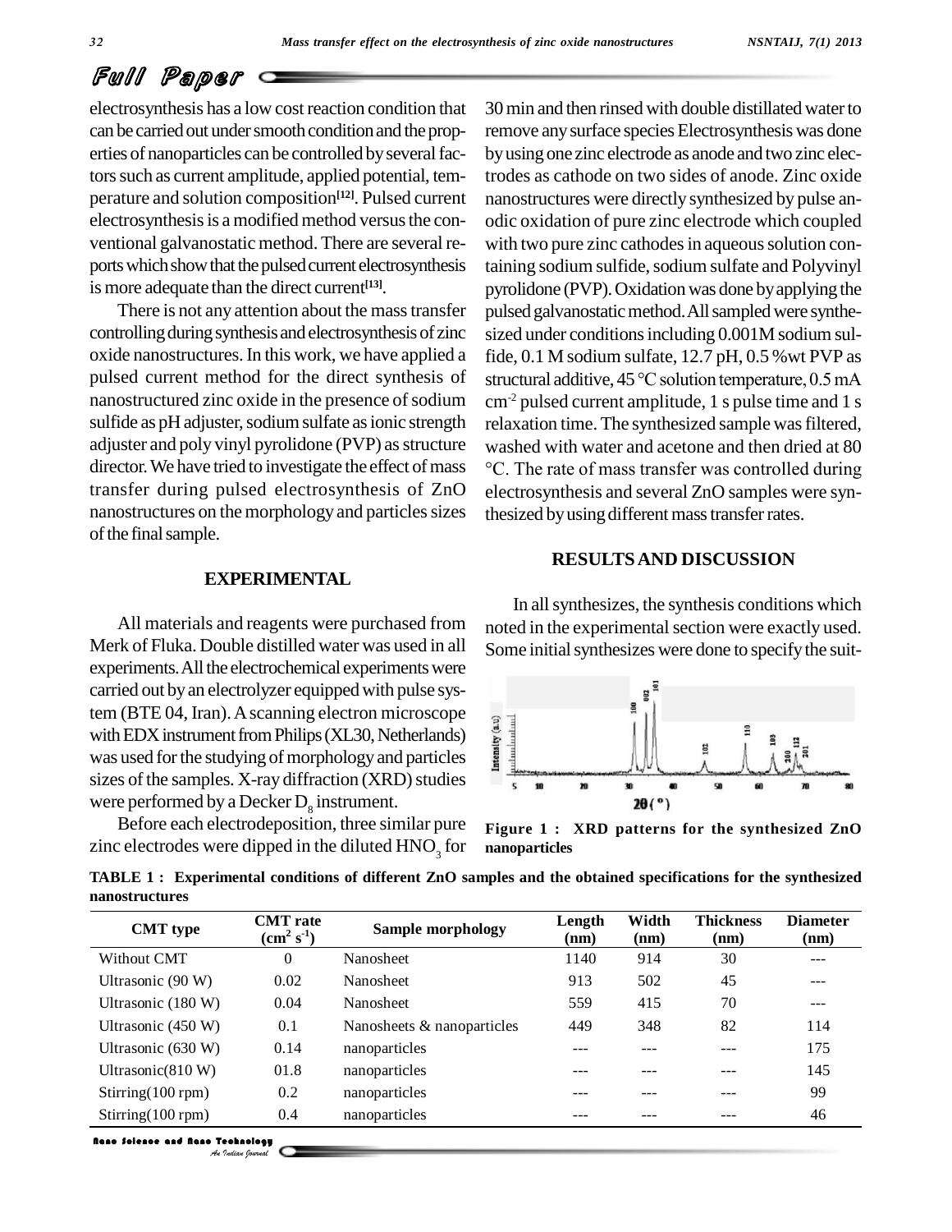electrosynthesis has a low cost reaction condition that can be carried out under smooth condition and the properties of nanoparticles can be controlled by several factors such as current amplitude, applied potential, temperature and solution composition[12]. Pulsed current electrosynthesis is a modified method versus the conventional galvanostatic method. There are several reports which show that the pulsed current electrosynthesis is more adequate than the direct current[13].

There is not any attention about the mass transfer controlling during synthesis and electrosynthesis of zinc oxide nanostructures. In this work, we have applied a pulsed current method for the direct synthesis of nanostructured zinc oxide in the presence of sodium sulfide as pH adjuster, sodium sulfate as ionic strength adjuster and poly vinyl pyrolidone (PVP) as structure director. We have tried to investigate the effect of mass transfer during pulsed electrosynthesis of ZnO nanostructures on the morphology and particles sizes of the final sample.

## EXPERIMENTAL

All materials and reagents were purchased from Merk of Fluka. Double distilled water was used in all experiments. All the electrochemical experiments were carried out by an electrolyzer equipped with pulse system (BTE 04, Iran). A scanning electron microscope with EDX instrument from Philips (XL30, Netherlands) was used for the studying of morphology and particles sizes of the samples. X-ray diffraction (XRD) studies were performed by a Decker $D_8$ instrument.

Before each electrodeposition, three similar pure zinc electrodes were dipped in the diluted $HNO_3$ for 30 min and then rinsed with double distilled water to remove any surface species Electrosynthesis was done by using one zinc electrode as anode and two zinc electrodes as cathode on two sides of anode. Zinc oxide nanostructures were directly synthesized by pulse anodic oxidation of pure zinc electrode which coupled with two pure zinc cathodes in aqueous solution containing sodium sulfide, sodium sulfate and Polyvinyl pyrolidone (PVP). Oxidation was done by applying the pulsed galvanostatic method. All sampled were synthesized under conditions including 0.001M sodium sulfide, 0.1 M sodium sulfate, 12.7 pH, 0.5 %wt PVP as structural additive, 45 °C solution temperature, 0.5 mA $cm^{-2}$ pulsed current amplitude, 1 s pulse time and 1 s relaxation time. The synthesized sample was filtered, washed with water and acetone and then dried at 80 °C. The rate of mass transfer was controlled during electrosynthesis and several ZnO samples were synthesized by using different mass transfer rates.

## RESULTS AND DISCUSSION

In all synthesizes, the synthesis conditions which noted in the experimental section were exactly used. Some initial synthesizes were done to specify the suit-

Figure 1 : XRD patterns for the synthesized ZnO nanoparticles

TABLE 1 : Experimental conditions of different ZnO samples and the obtained specifications for the synthesized nanostructures

| CMT type | CMT rate ($cm^2$ $s^{-1}$) | Sample morphology | Length (nm) | Width (nm) | Thickness (nm) | Diameter (nm) |
|---|---|---|---|---|---|---|
| Without CMT | 0 | Nanosheet | 1140 | 914 | 30 | --- |
| Ultrasonic (90 W) | 0.02 | Nanosheet | 913 | 502 | 45 | --- |
| Ultrasonic (180 W) | 0.04 | Nanosheet | 559 | 415 | 70 | --- |
| Ultrasonic (450 W) | 0.1 | Nanosheets & nanoparticles | 449 | 348 | 82 | 114 |
| Ultrasonic (630 W) | 0.14 | nanoparticles | --- | --- | --- | 175 |
| Ultrasonic(810 W) | 01.8 | nanoparticles | --- | --- | --- | 145 |
| Stirring(100 rpm) | 0.2 | nanoparticles | --- | --- | --- | 99 |
| Stirring(100 rpm) | 0.4 | nanoparticles | --- | --- | --- | 46 |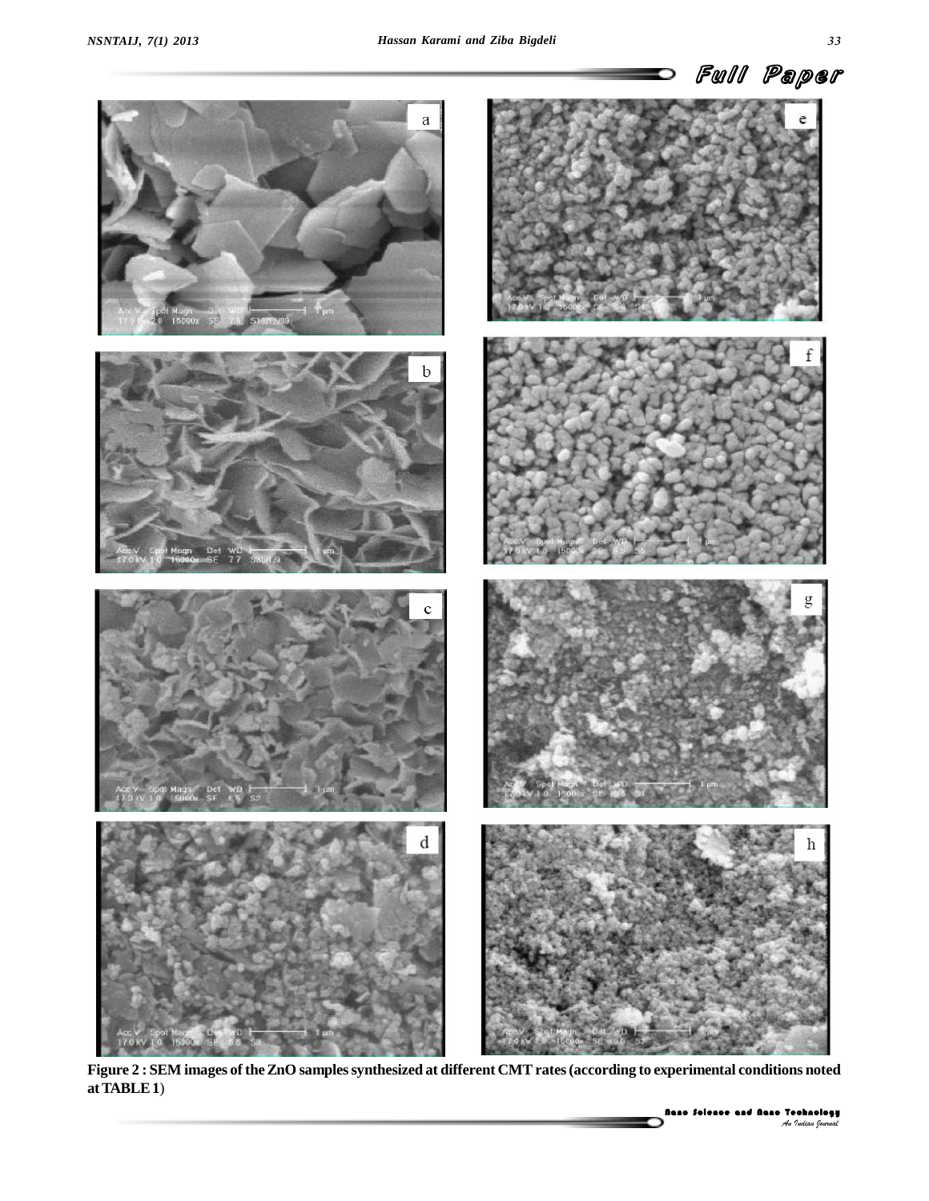**Figure 2 : SEM images of the ZnO samples synthesized at different CMT rates (according to experimental conditions noted at TABLE 1)**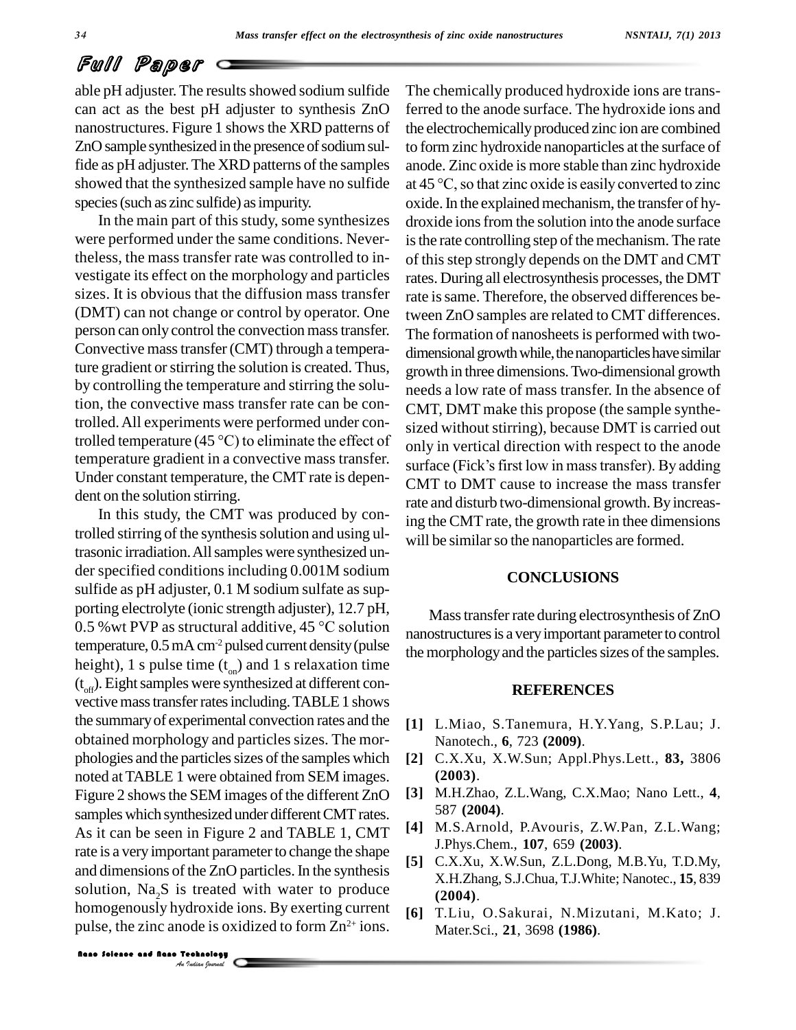able pH adjuster. The results showed sodium sulfide can act as the best pH adjuster to synthesis ZnO nanostructures. Figure 1 shows the XRD patterns of ZnO sample synthesized in the presence of sodium sulfide as pH adjuster. The XRD patterns of the samples showed that the synthesized sample have no sulfide species (such as zinc sulfide) as impurity.

In the main part of this study, some synthesizes were performed under the same conditions. Nevertheless, the mass transfer rate was controlled to investigate its effect on the morphology and particles sizes. It is obvious that the diffusion mass transfer (DMT) can not change or control by operator. One person can only control the convection mass transfer. Convective mass transfer (CMT) through a temperature gradient or stirring the solution is created. Thus, by controlling the temperature and stirring the solution, the convective mass transfer rate can be controlled. All experiments were performed under controlled temperature (45 °C) to eliminate the effect of temperature gradient in a convective mass transfer. Under constant temperature, the CMT rate is dependent on the solution stirring.

In this study, the CMT was produced by controlled stirring of the synthesis solution and using ultrasonic irradiation. All samples were synthesized under specified conditions including 0.001M sodium sulfide as pH adjuster, 0.1 M sodium sulfate as supporting electrolyte (ionic strength adjuster), 12.7 pH, 0.5 %wt PVP as structural additive, 45 °C solution temperature, 0.5 mA $cm^{-2}$ pulsed current density (pulse height), 1 s pulse time ($t_{on}$) and 1 s relaxation time ($t_{off}$). Eight samples were synthesized at different convective mass transfer rates including. TABLE 1 shows the summary of experimental convection rates and the obtained morphology and particles sizes. The morphologies and the particles sizes of the samples which noted at TABLE 1 were obtained from SEM images. Figure 2 shows the SEM images of the different ZnO samples which synthesized under different CMT rates. As it can be seen in Figure 2 and TABLE 1, CMT rate is a very important parameter to change the shape and dimensions of the ZnO particles. In the synthesis solution, $Na_2S$ is treated with water to produce homogenously hydroxide ions. By exerting current pulse, the zinc anode is oxidized to form $Zn^{2+}$ ions. The chemically produced hydroxide ions are transferred to the anode surface. The hydroxide ions and the electrochemically produced zinc ion are combined to form zinc hydroxide nanoparticles at the surface of anode. Zinc oxide is more stable than zinc hydroxide at 45 °C, so that zinc oxide is easily converted to zinc oxide. In the explained mechanism, the transfer of hydroxide ions from the solution into the anode surface is the rate controlling step of the mechanism. The rate of this step strongly depends on the DMT and CMT rates. During all electrosynthesis processes, the DMT rate is same. Therefore, the observed differences between ZnO samples are related to CMT differences. The formation of nanosheets is performed with two-dimensional growth while, the nanoparticles have similar growth in three dimensions. Two-dimensional growth needs a low rate of mass transfer. In the absence of CMT, DMT make this propose (the sample synthesized without stirring), because DMT is carried out only in vertical direction with respect to the anode surface (Fick's first low in mass transfer). By adding CMT to DMT cause to increase the mass transfer rate and disturb two-dimensional growth. By increasing the CMT rate, the growth rate in thee dimensions will be similar so the nanoparticles are formed.

## CONCLUSIONS

Mass transfer rate during electrosynthesis of ZnO nanostructures is a very important parameter to control the morphology and the particles sizes of the samples.

## REFERENCES

**[1]** L.Miao, S.Tanemura, H.Y.Yang, S.P.Lau; J. Nanotech., **6**, 723 **(2009)**.

**[2]** C.X.Xu, X.W.Sun; Appl.Phys.Lett., **83,** 3806 **(2003)**.

**[3]** M.H.Zhao, Z.L.Wang, C.X.Mao; Nano Lett., **4**, 587 **(2004)**.

**[4]** M.S.Arnold, P.Avouris, Z.W.Pan, Z.L.Wang; J.Phys.Chem., **107**, 659 **(2003)**.

**[5]** C.X.Xu, X.W.Sun, Z.L.Dong, M.B.Yu, T.D.My, X.H.Zhang, S.J.Chua, T.J.White; Nanotec., **15**, 839 **(2004)**.

**[6]** T.Liu, O.Sakurai, N.Mizutani, M.Kato; J. Mater.Sci., **21**, 3698 **(1986)**.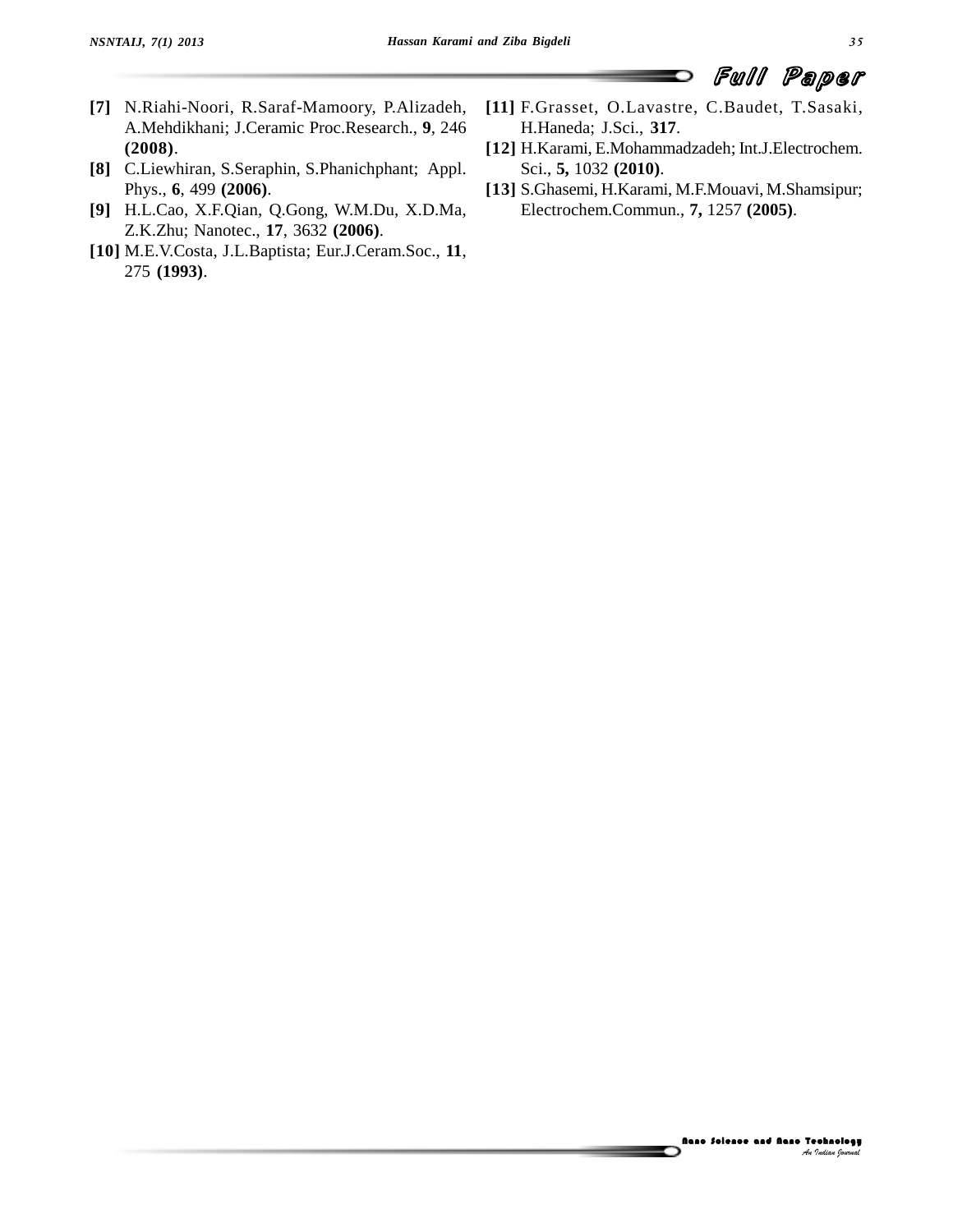[7] N.Riahi-Noori, R.Saraf-Mamoory, P.Alizadeh, A.Mehdikhani; J.Ceramic Proc.Research., **9**, 246 **(2008)**.

[8] C.Liewhiran, S.Seraphin, S.Phanichphant; Appl. Phys., **6**, 499 **(2006)**.

[9] H.L.Cao, X.F.Qian, Q.Gong, W.M.Du, X.D.Ma, Z.K.Zhu; Nanotec., **17**, 3632 **(2006)**.

[10] M.E.V.Costa, J.L.Baptista; Eur.J.Ceram.Soc., **11**, 275 **(1993)**.

[11] F.Grasset, O.Lavastre, C.Baudet, T.Sasaki, H.Haneda; J.Sci., **317**.

[12] H.Karami, E.Mohammadzadeh; Int.J.Electrochem. Sci., **5,** 1032 **(2010)**.

[13] S.Ghasemi, H.Karami, M.F.Mouavi, M.Shamsipur; Electrochem.Commun., **7,** 1257 **(2005)**.